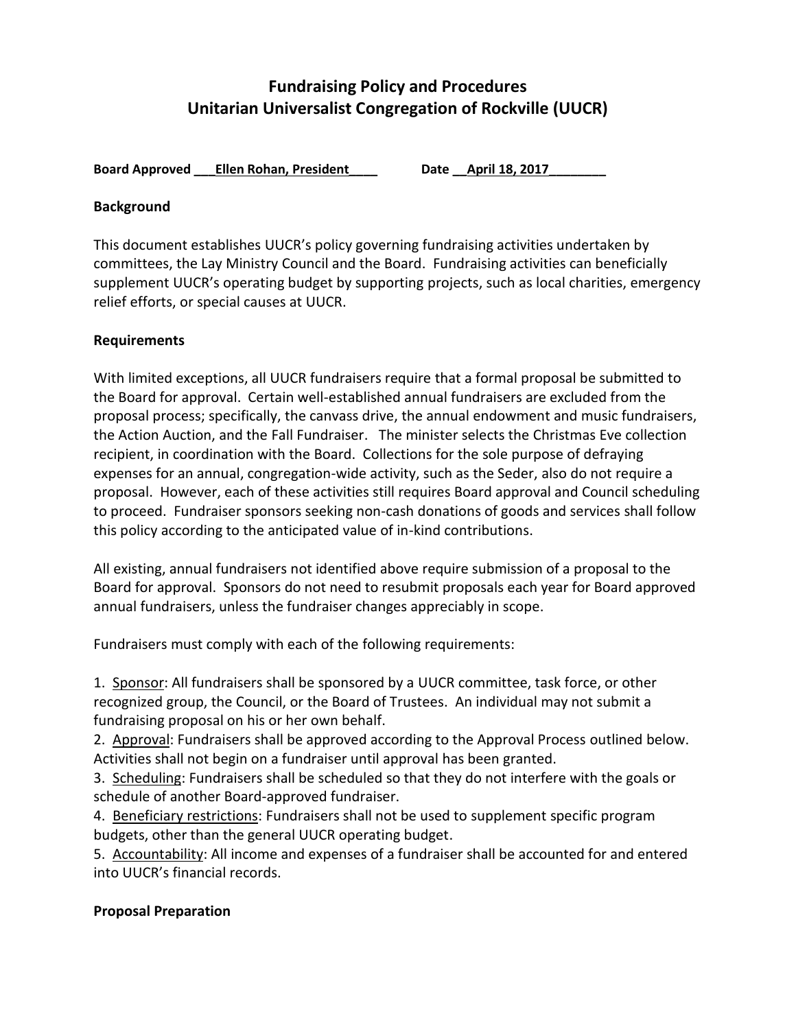# Fundraising Policy and Procedures
# Unitarian Universalist Congregation of Rockville (UUCR)

**Board Approved \_\_\_Ellen Rohan, President\_\_\_\_ Date \_\_April 18, 2017\_\_\_\_\_\_\_\_**

**Background**

This document establishes UUCR's policy governing fundraising activities undertaken by committees, the Lay Ministry Council and the Board. Fundraising activities can beneficially supplement UUCR's operating budget by supporting projects, such as local charities, emergency relief efforts, or special causes at UUCR.

**Requirements**

With limited exceptions, all UUCR fundraisers require that a formal proposal be submitted to the Board for approval. Certain well-established annual fundraisers are excluded from the proposal process; specifically, the canvass drive, the annual endowment and music fundraisers, the Action Auction, and the Fall Fundraiser. The minister selects the Christmas Eve collection recipient, in coordination with the Board. Collections for the sole purpose of defraying expenses for an annual, congregation-wide activity, such as the Seder, also do not require a proposal. However, each of these activities still requires Board approval and Council scheduling to proceed. Fundraiser sponsors seeking non-cash donations of goods and services shall follow this policy according to the anticipated value of in-kind contributions.

All existing, annual fundraisers not identified above require submission of a proposal to the Board for approval. Sponsors do not need to resubmit proposals each year for Board approved annual fundraisers, unless the fundraiser changes appreciably in scope.

Fundraisers must comply with each of the following requirements:

1. <u>Sponsor</u>: All fundraisers shall be sponsored by a UUCR committee, task force, or other recognized group, the Council, or the Board of Trustees. An individual may not submit a fundraising proposal on his or her own behalf.
2. <u>Approval</u>: Fundraisers shall be approved according to the Approval Process outlined below. Activities shall not begin on a fundraiser until approval has been granted.
3. <u>Scheduling</u>: Fundraisers shall be scheduled so that they do not interfere with the goals or schedule of another Board-approved fundraiser.
4. <u>Beneficiary restrictions</u>: Fundraisers shall not be used to supplement specific program budgets, other than the general UUCR operating budget.
5. <u>Accountability</u>: All income and expenses of a fundraiser shall be accounted for and entered into UUCR's financial records.

**Proposal Preparation**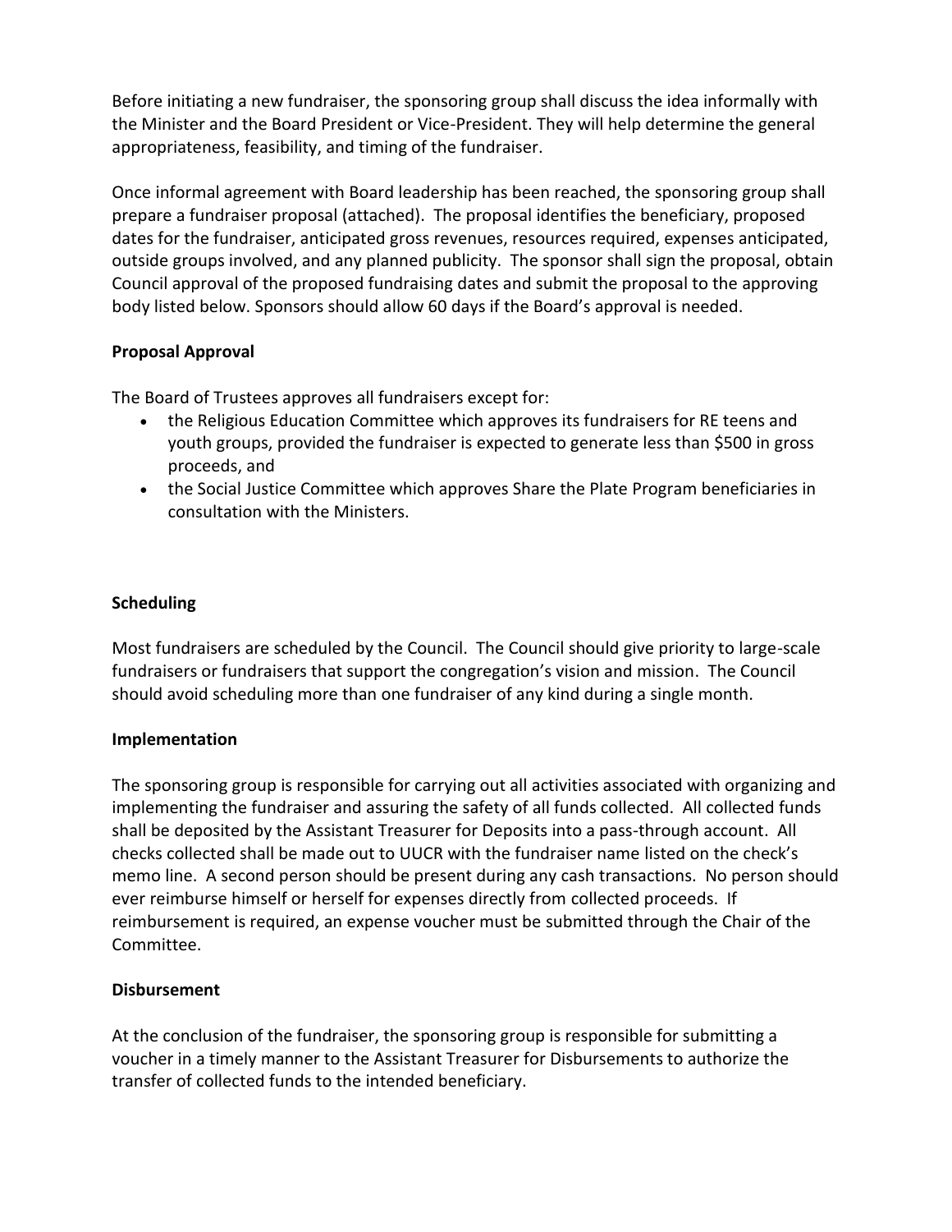Before initiating a new fundraiser, the sponsoring group shall discuss the idea informally with the Minister and the Board President or Vice-President. They will help determine the general appropriateness, feasibility, and timing of the fundraiser.

Once informal agreement with Board leadership has been reached, the sponsoring group shall prepare a fundraiser proposal (attached). The proposal identifies the beneficiary, proposed dates for the fundraiser, anticipated gross revenues, resources required, expenses anticipated, outside groups involved, and any planned publicity. The sponsor shall sign the proposal, obtain Council approval of the proposed fundraising dates and submit the proposal to the approving body listed below. Sponsors should allow 60 days if the Board's approval is needed.

**Proposal Approval**

The Board of Trustees approves all fundraisers except for:

- the Religious Education Committee which approves its fundraisers for RE teens and youth groups, provided the fundraiser is expected to generate less than $500 in gross proceeds, and
- the Social Justice Committee which approves Share the Plate Program beneficiaries in consultation with the Ministers.

**Scheduling**

Most fundraisers are scheduled by the Council. The Council should give priority to large-scale fundraisers or fundraisers that support the congregation's vision and mission. The Council should avoid scheduling more than one fundraiser of any kind during a single month.

**Implementation**

The sponsoring group is responsible for carrying out all activities associated with organizing and implementing the fundraiser and assuring the safety of all funds collected. All collected funds shall be deposited by the Assistant Treasurer for Deposits into a pass-through account. All checks collected shall be made out to UUCR with the fundraiser name listed on the check's memo line. A second person should be present during any cash transactions. No person should ever reimburse himself or herself for expenses directly from collected proceeds. If reimbursement is required, an expense voucher must be submitted through the Chair of the Committee.

**Disbursement**

At the conclusion of the fundraiser, the sponsoring group is responsible for submitting a voucher in a timely manner to the Assistant Treasurer for Disbursements to authorize the transfer of collected funds to the intended beneficiary.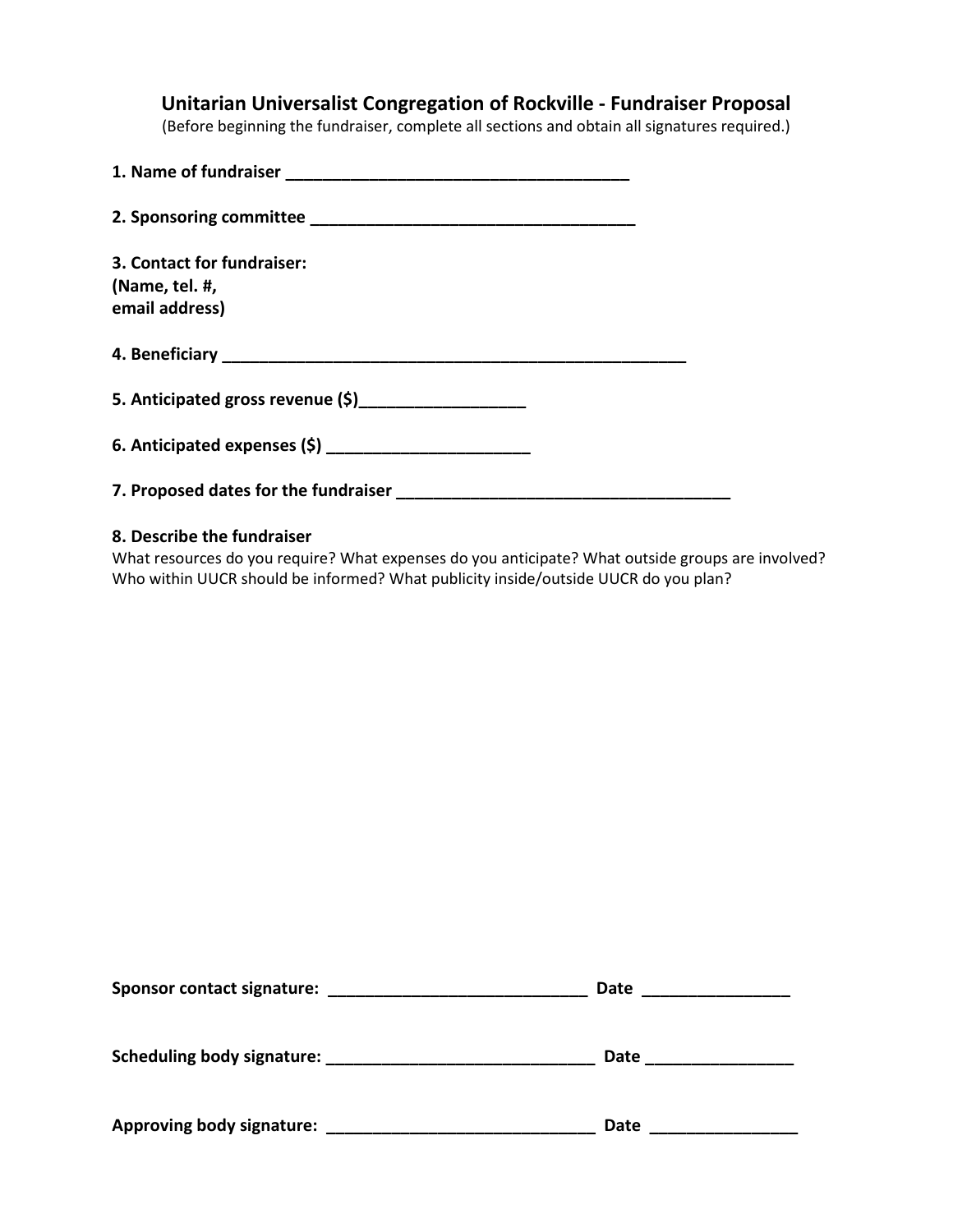## Unitarian Universalist Congregation of Rockville - Fundraiser Proposal

(Before beginning the fundraiser, complete all sections and obtain all signatures required.)

**1. Name of fundraiser ______________________________________**

**2. Sponsoring committee ___________________________________**

**3. Contact for fundraiser:**
**(Name, tel. #,**
**email address)**

**4. Beneficiary ___________________________________________________**

**5. Anticipated gross revenue ($)_________________**

**6. Anticipated expenses ($) _____________________**

**7. Proposed dates for the fundraiser ___________________________________**

**8. Describe the fundraiser**

What resources do you require? What expenses do you anticipate? What outside groups are involved? Who within UUCR should be informed? What publicity inside/outside UUCR do you plan?

**Sponsor contact signature: ___________________________ Date _______________**

**Scheduling body signature: ____________________________ Date _______________**

**Approving body signature: ____________________________ Date _______________**